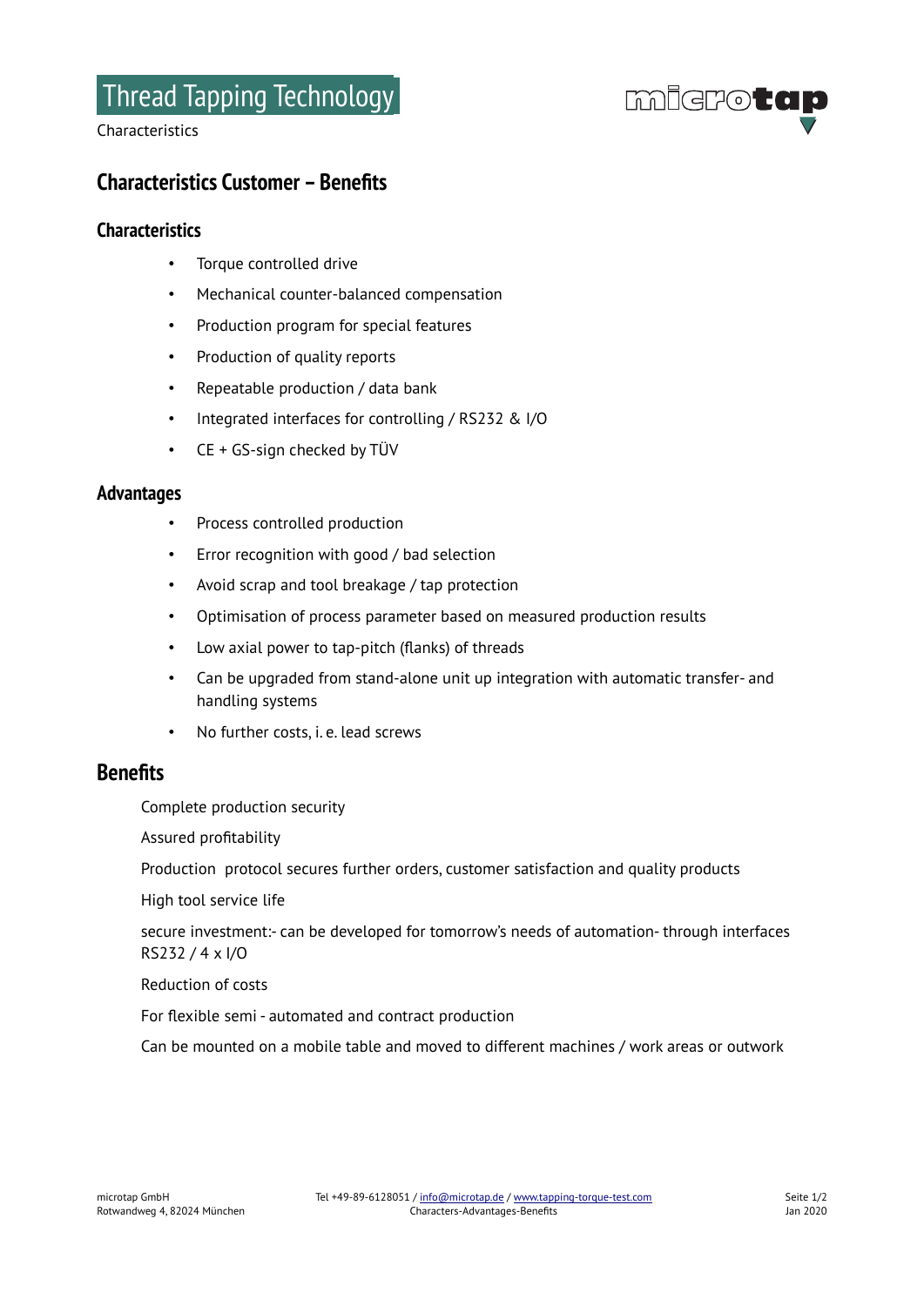# Thread Tapping Technology

Characteristics

## Characteristics Customer – Benefits

### Characteristics

- Torque controlled drive
- Mechanical counter-balanced compensation
- Production program for special features
- Production of quality reports
- Repeatable production / data bank
- Integrated interfaces for controlling / RS232 & I/O
- CE + GS-sign checked by TÜV

### Advantages

- Process controlled production
- Error recognition with good / bad selection
- Avoid scrap and tool breakage / tap protection
- Optimisation of process parameter based on measured production results
- Low axial power to tap-pitch (flanks) of threads
- Can be upgraded from stand-alone unit up integration with automatic transfer- and handling systems
- No further costs, i. e. lead screws

### Benefits

Complete production security

Assured profitability

Production protocol secures further orders, customer satisfaction and quality products

High tool service life

secure investment:- can be developed for tomorrow's needs of automation- through interfaces RS232 / 4 x I/O

Reduction of costs

For flexible semi - automated and contract production

Can be mounted on a mobile table and moved to different machines / work areas or outwork

microtap GmbH
Rotwandweg 4, 82024 München

Tel +49-89-6128051 / info@microtap.de / www.tapping-torque-test.com
Characters-Advantages-Benefits

Jan 2020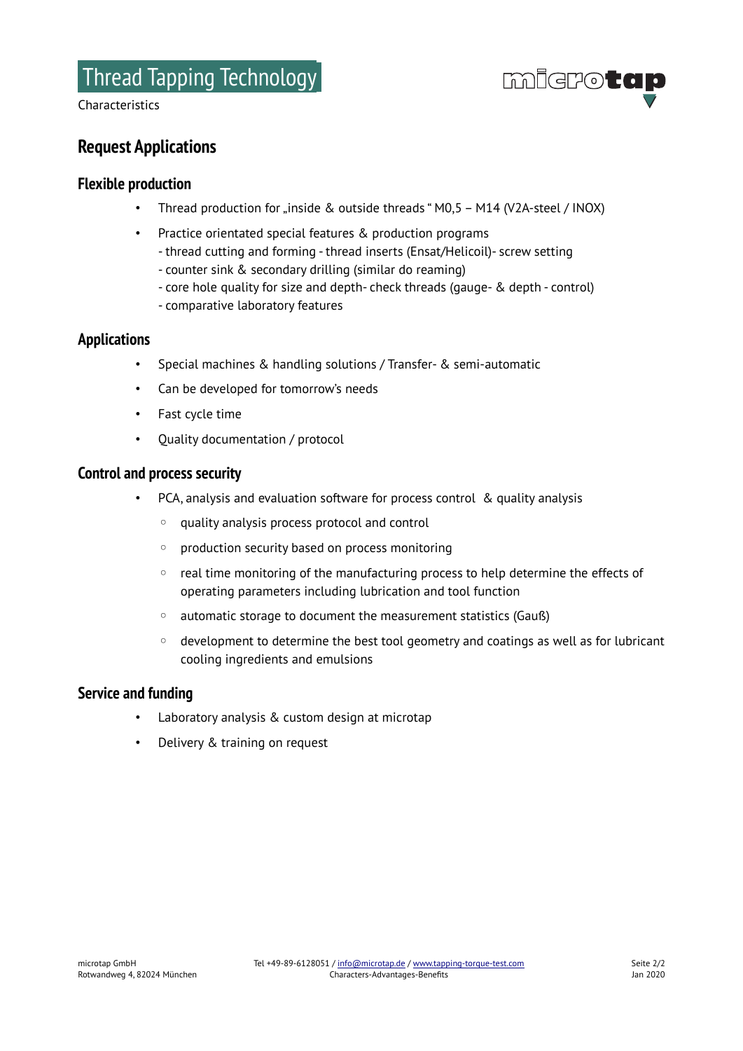# Thread Tapping Technology

Characteristics

## Request Applications

### Flexible production

- Thread production for „inside & outside threads " M0,5 – M14 (V2A-steel / INOX)
- Practice orientated special features & production programs
  - thread cutting and forming - thread inserts (Ensat/Helicoil)- screw setting
  - counter sink & secondary drilling (similar do reaming)
  - core hole quality for size and depth- check threads (gauge- & depth - control)
  - comparative laboratory features

### Applications

- Special machines & handling solutions / Transfer- & semi-automatic
- Can be developed for tomorrow's needs
- Fast cycle time
- Quality documentation / protocol

### Control and process security

- PCA, analysis and evaluation software for process control & quality analysis
  - quality analysis process protocol and control
  - production security based on process monitoring
  - real time monitoring of the manufacturing process to help determine the effects of operating parameters including lubrication and tool function
  - automatic storage to document the measurement statistics (Gauß)
  - development to determine the best tool geometry and coatings as well as for lubricant cooling ingredients and emulsions

### Service and funding

- Laboratory analysis & custom design at microtap
- Delivery & training on request